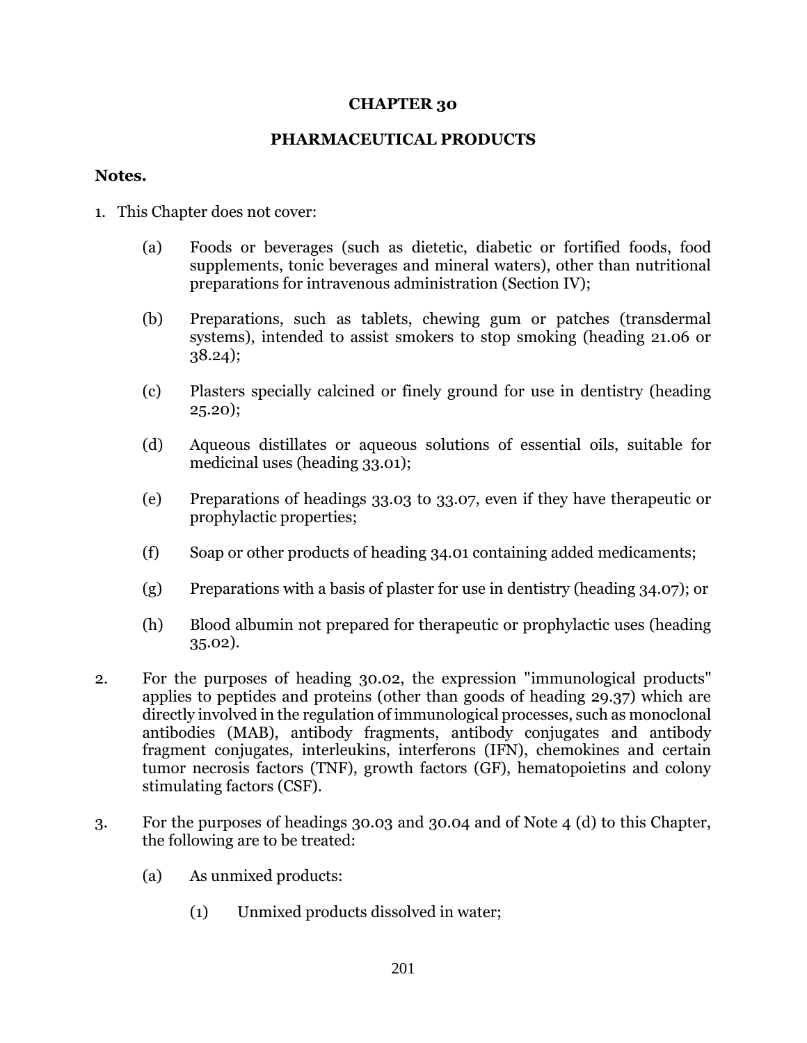# CHAPTER 30

## PHARMACEUTICAL PRODUCTS

**Notes.**

1. This Chapter does not cover:

   (a) Foods or beverages (such as dietetic, diabetic or fortified foods, food supplements, tonic beverages and mineral waters), other than nutritional preparations for intravenous administration (Section IV);

   (b) Preparations, such as tablets, chewing gum or patches (transdermal systems), intended to assist smokers to stop smoking (heading 21.06 or 38.24);

   (c) Plasters specially calcined or finely ground for use in dentistry (heading 25.20);

   (d) Aqueous distillates or aqueous solutions of essential oils, suitable for medicinal uses (heading 33.01);

   (e) Preparations of headings 33.03 to 33.07, even if they have therapeutic or prophylactic properties;

   (f) Soap or other products of heading 34.01 containing added medicaments;

   (g) Preparations with a basis of plaster for use in dentistry (heading 34.07); or

   (h) Blood albumin not prepared for therapeutic or prophylactic uses (heading 35.02).

2. For the purposes of heading 30.02, the expression "immunological products" applies to peptides and proteins (other than goods of heading 29.37) which are directly involved in the regulation of immunological processes, such as monoclonal antibodies (MAB), antibody fragments, antibody conjugates and antibody fragment conjugates, interleukins, interferons (IFN), chemokines and certain tumor necrosis factors (TNF), growth factors (GF), hematopoietins and colony stimulating factors (CSF).

3. For the purposes of headings 30.03 and 30.04 and of Note 4 (d) to this Chapter, the following are to be treated:

   (a) As unmixed products:

      (1) Unmixed products dissolved in water;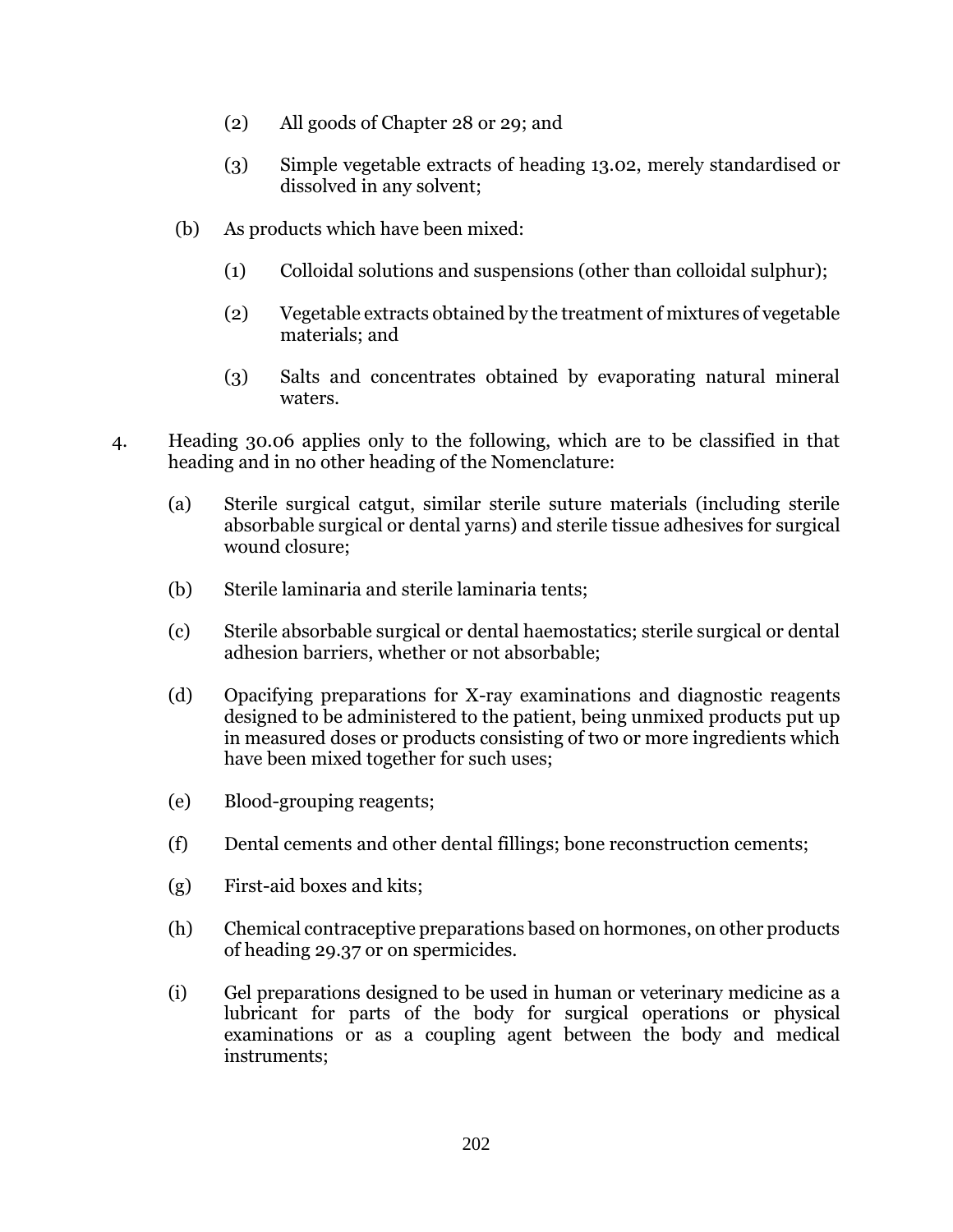(2) All goods of Chapter 28 or 29; and

   (3) Simple vegetable extracts of heading 13.02, merely standardised or dissolved in any solvent;

 (b) As products which have been mixed:

   (1) Colloidal solutions and suspensions (other than colloidal sulphur);

   (2) Vegetable extracts obtained by the treatment of mixtures of vegetable materials; and

   (3) Salts and concentrates obtained by evaporating natural mineral waters.

4. Heading 30.06 applies only to the following, which are to be classified in that heading and in no other heading of the Nomenclature:

 (a) Sterile surgical catgut, similar sterile suture materials (including sterile absorbable surgical or dental yarns) and sterile tissue adhesives for surgical wound closure;

 (b) Sterile laminaria and sterile laminaria tents;

 (c) Sterile absorbable surgical or dental haemostatics; sterile surgical or dental adhesion barriers, whether or not absorbable;

 (d) Opacifying preparations for X-ray examinations and diagnostic reagents designed to be administered to the patient, being unmixed products put up in measured doses or products consisting of two or more ingredients which have been mixed together for such uses;

 (e) Blood-grouping reagents;

 (f) Dental cements and other dental fillings; bone reconstruction cements;

 (g) First-aid boxes and kits;

 (h) Chemical contraceptive preparations based on hormones, on other products of heading 29.37 or on spermicides.

 (i) Gel preparations designed to be used in human or veterinary medicine as a lubricant for parts of the body for surgical operations or physical examinations or as a coupling agent between the body and medical instruments;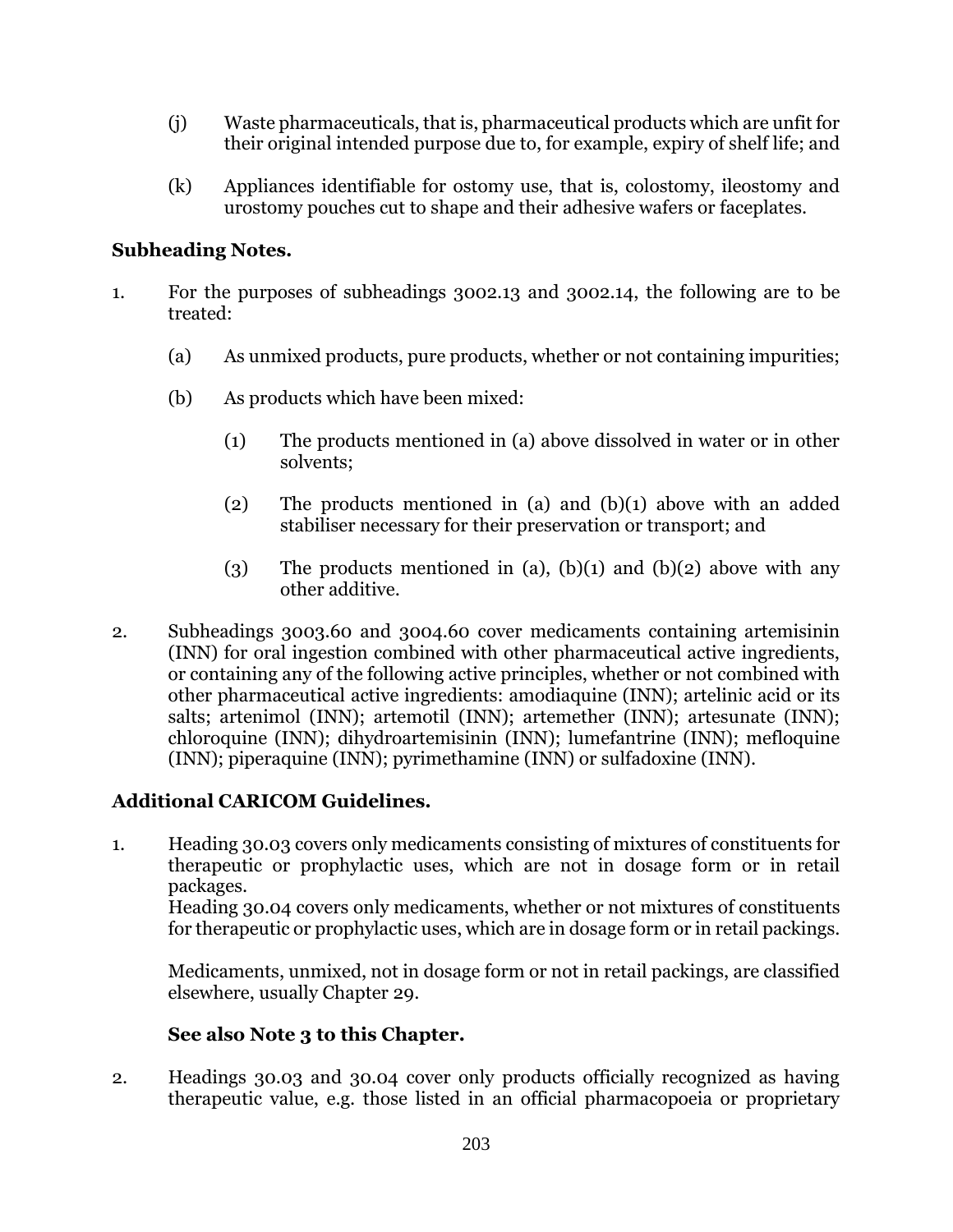(j) Waste pharmaceuticals, that is, pharmaceutical products which are unfit for their original intended purpose due to, for example, expiry of shelf life; and

(k) Appliances identifiable for ostomy use, that is, colostomy, ileostomy and urostomy pouches cut to shape and their adhesive wafers or faceplates.

**Subheading Notes.**

1. For the purposes of subheadings 3002.13 and 3002.14, the following are to be treated:

   (a) As unmixed products, pure products, whether or not containing impurities;

   (b) As products which have been mixed:

      (1) The products mentioned in (a) above dissolved in water or in other solvents;

      (2) The products mentioned in (a) and (b)(1) above with an added stabiliser necessary for their preservation or transport; and

      (3) The products mentioned in (a), (b)(1) and (b)(2) above with any other additive.

2. Subheadings 3003.60 and 3004.60 cover medicaments containing artemisinin (INN) for oral ingestion combined with other pharmaceutical active ingredients, or containing any of the following active principles, whether or not combined with other pharmaceutical active ingredients: amodiaquine (INN); artelinic acid or its salts; artenimol (INN); artemotil (INN); artemether (INN); artesunate (INN); chloroquine (INN); dihydroartemisinin (INN); lumefantrine (INN); mefloquine (INN); piperaquine (INN); pyrimethamine (INN) or sulfadoxine (INN).

**Additional CARICOM Guidelines.**

1. Heading 30.03 covers only medicaments consisting of mixtures of constituents for therapeutic or prophylactic uses, which are not in dosage form or in retail packages.
   Heading 30.04 covers only medicaments, whether or not mixtures of constituents for therapeutic or prophylactic uses, which are in dosage form or in retail packings.

   Medicaments, unmixed, not in dosage form or not in retail packings, are classified elsewhere, usually Chapter 29.

   **See also Note 3 to this Chapter.**

2. Headings 30.03 and 30.04 cover only products officially recognized as having therapeutic value, e.g. those listed in an official pharmacopoeia or proprietary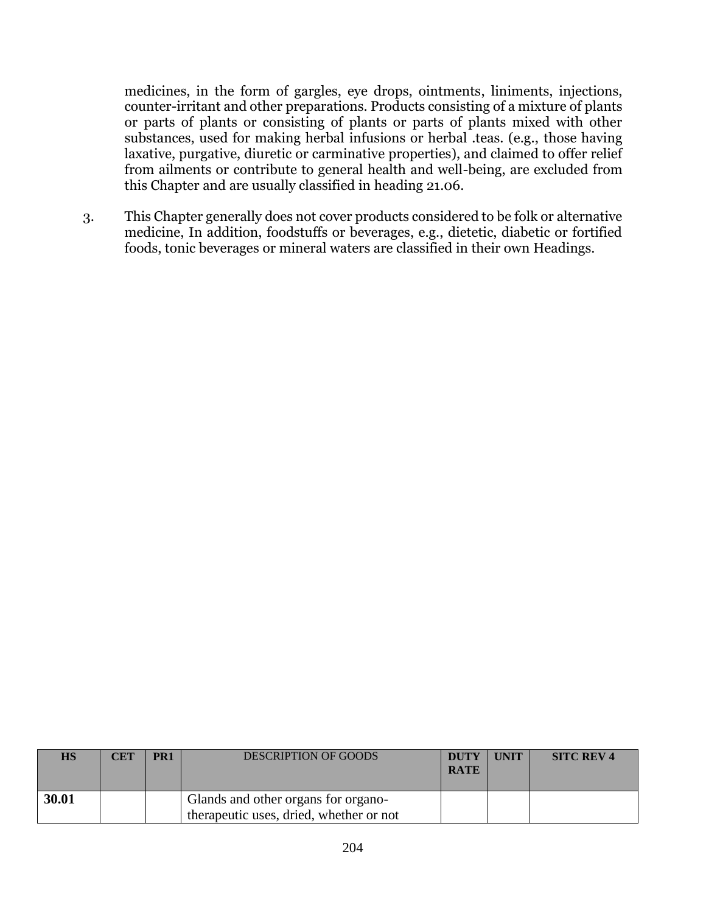medicines, in the form of gargles, eye drops, ointments, liniments, injections, counter-irritant and other preparations. Products consisting of a mixture of plants or parts of plants or consisting of plants or parts of plants mixed with other substances, used for making herbal infusions or herbal .teas. (e.g., those having laxative, purgative, diuretic or carminative properties), and claimed to offer relief from ailments or contribute to general health and well-being, are excluded from this Chapter and are usually classified in heading 21.06.

3. This Chapter generally does not cover products considered to be folk or alternative medicine, In addition, foodstuffs or beverages, e.g., dietetic, diabetic or fortified foods, tonic beverages or mineral waters are classified in their own Headings.

| HS | CET | PR1 | DESCRIPTION OF GOODS | DUTY RATE | UNIT | SITC REV 4 |
|---|---|---|---|---|---|---|
| **30.01** | | | Glands and other organs for organo-therapeutic uses, dried, whether or not | | | |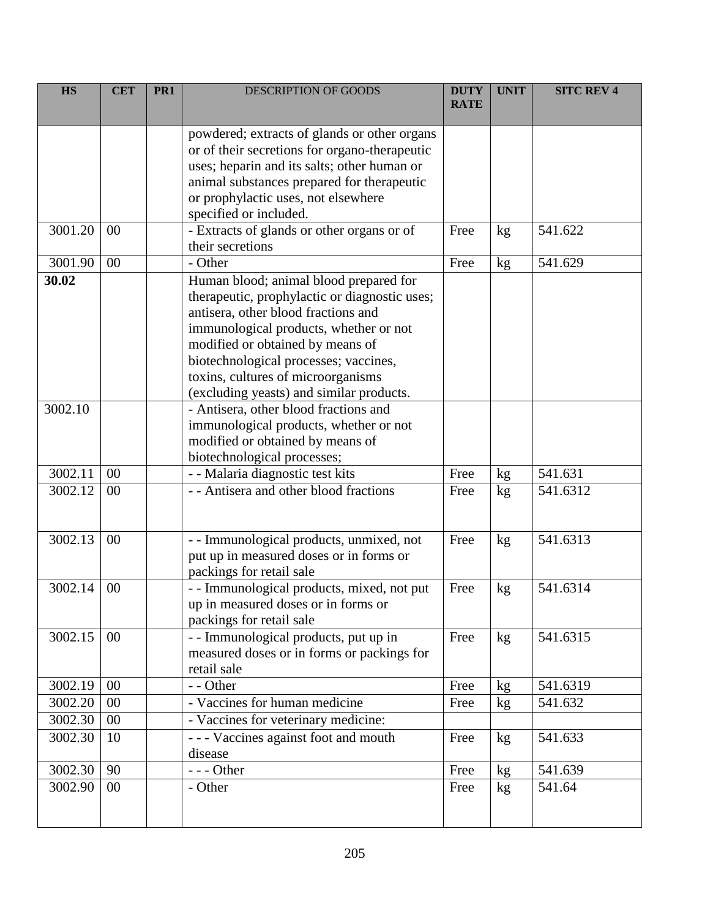| HS | CET | PR1 | DESCRIPTION OF GOODS | DUTY RATE | UNIT | SITC REV 4 |
|---|---|---|---|---|---|---|
| | | | powdered; extracts of glands or other organs or of their secretions for organo-therapeutic uses; heparin and its salts; other human or animal substances prepared for therapeutic or prophylactic uses, not elsewhere specified or included. | | | |
| 3001.20 | 00 | | - Extracts of glands or other organs or of their secretions | Free | kg | 541.622 |
| 3001.90 | 00 | | - Other | Free | kg | 541.629 |
| **30.02** | | | Human blood; animal blood prepared for therapeutic, prophylactic or diagnostic uses; antisera, other blood fractions and immunological products, whether or not modified or obtained by means of biotechnological processes; vaccines, toxins, cultures of microorganisms (excluding yeasts) and similar products. | | | |
| 3002.10 | | | - Antisera, other blood fractions and immunological products, whether or not modified or obtained by means of biotechnological processes; | | | |
| 3002.11 | 00 | | - - Malaria diagnostic test kits | Free | kg | 541.631 |
| 3002.12 | 00 | | - - Antisera and other blood fractions | Free | kg | 541.6312 |
| 3002.13 | 00 | | - - Immunological products, unmixed, not put up in measured doses or in forms or packings for retail sale | Free | kg | 541.6313 |
| 3002.14 | 00 | | - - Immunological products, mixed, not put up in measured doses or in forms or packings for retail sale | Free | kg | 541.6314 |
| 3002.15 | 00 | | - - Immunological products, put up in measured doses or in forms or packings for retail sale | Free | kg | 541.6315 |
| 3002.19 | 00 | | - - Other | Free | kg | 541.6319 |
| 3002.20 | 00 | | - Vaccines for human medicine | Free | kg | 541.632 |
| 3002.30 | 00 | | - Vaccines for veterinary medicine: | | | |
| 3002.30 | 10 | | - - - Vaccines against foot and mouth disease | Free | kg | 541.633 |
| 3002.30 | 90 | | - - - Other | Free | kg | 541.639 |
| 3002.90 | 00 | | - Other | Free | kg | 541.64 |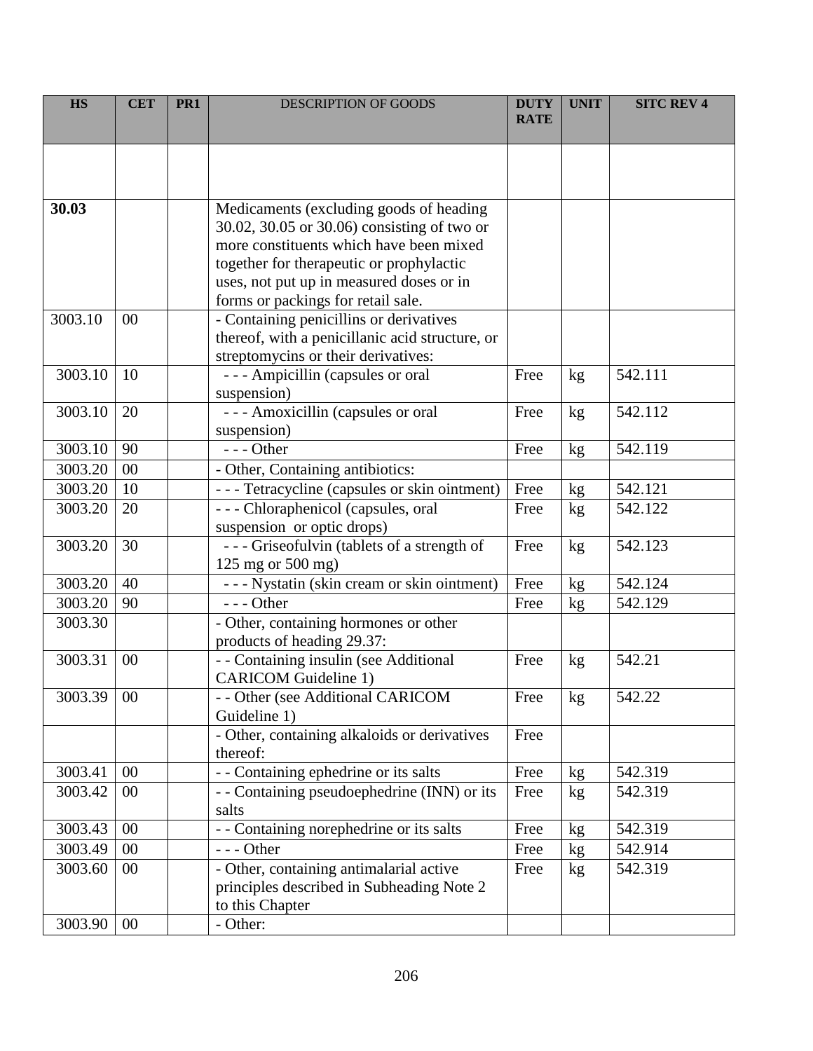| HS | CET | PR1 | DESCRIPTION OF GOODS | DUTY RATE | UNIT | SITC REV 4 |
|---|---|---|---|---|---|---|
| | | | | | | |
| **30.03** | | | Medicaments (excluding goods of heading 30.02, 30.05 or 30.06) consisting of two or more constituents which have been mixed together for therapeutic or prophylactic uses, not put up in measured doses or in forms or packings for retail sale. | | | |
| 3003.10 | 00 | | - Containing penicillins or derivatives thereof, with a penicillanic acid structure, or streptomycins or their derivatives: | | | |
| 3003.10 | 10 | | - - - Ampicillin (capsules or oral suspension) | Free | kg | 542.111 |
| 3003.10 | 20 | | - - - Amoxicillin (capsules or oral suspension) | Free | kg | 542.112 |
| 3003.10 | 90 | | - - - Other | Free | kg | 542.119 |
| 3003.20 | 00 | | - Other, Containing antibiotics: | | | |
| 3003.20 | 10 | | - - - Tetracycline (capsules or skin ointment) | Free | kg | 542.121 |
| 3003.20 | 20 | | - - - Chloraphenicol (capsules, oral suspension or optic drops) | Free | kg | 542.122 |
| 3003.20 | 30 | | - - - Griseofulvin (tablets of a strength of 125 mg or 500 mg) | Free | kg | 542.123 |
| 3003.20 | 40 | | - - - Nystatin (skin cream or skin ointment) | Free | kg | 542.124 |
| 3003.20 | 90 | | - - - Other | Free | kg | 542.129 |
| 3003.30 | | | - Other, containing hormones or other products of heading 29.37: | | | |
| 3003.31 | 00 | | - - Containing insulin (see Additional CARICOM Guideline 1) | Free | kg | 542.21 |
| 3003.39 | 00 | | - - Other (see Additional CARICOM Guideline 1) | Free | kg | 542.22 |
| | | | - Other, containing alkaloids or derivatives thereof: | Free | | |
| 3003.41 | 00 | | - - Containing ephedrine or its salts | Free | kg | 542.319 |
| 3003.42 | 00 | | - - Containing pseudoephedrine (INN) or its salts | Free | kg | 542.319 |
| 3003.43 | 00 | | - - Containing norephedrine or its salts | Free | kg | 542.319 |
| 3003.49 | 00 | | - - - Other | Free | kg | 542.914 |
| 3003.60 | 00 | | - Other, containing antimalarial active principles described in Subheading Note 2 to this Chapter | Free | kg | 542.319 |
| 3003.90 | 00 | | - Other: | | | |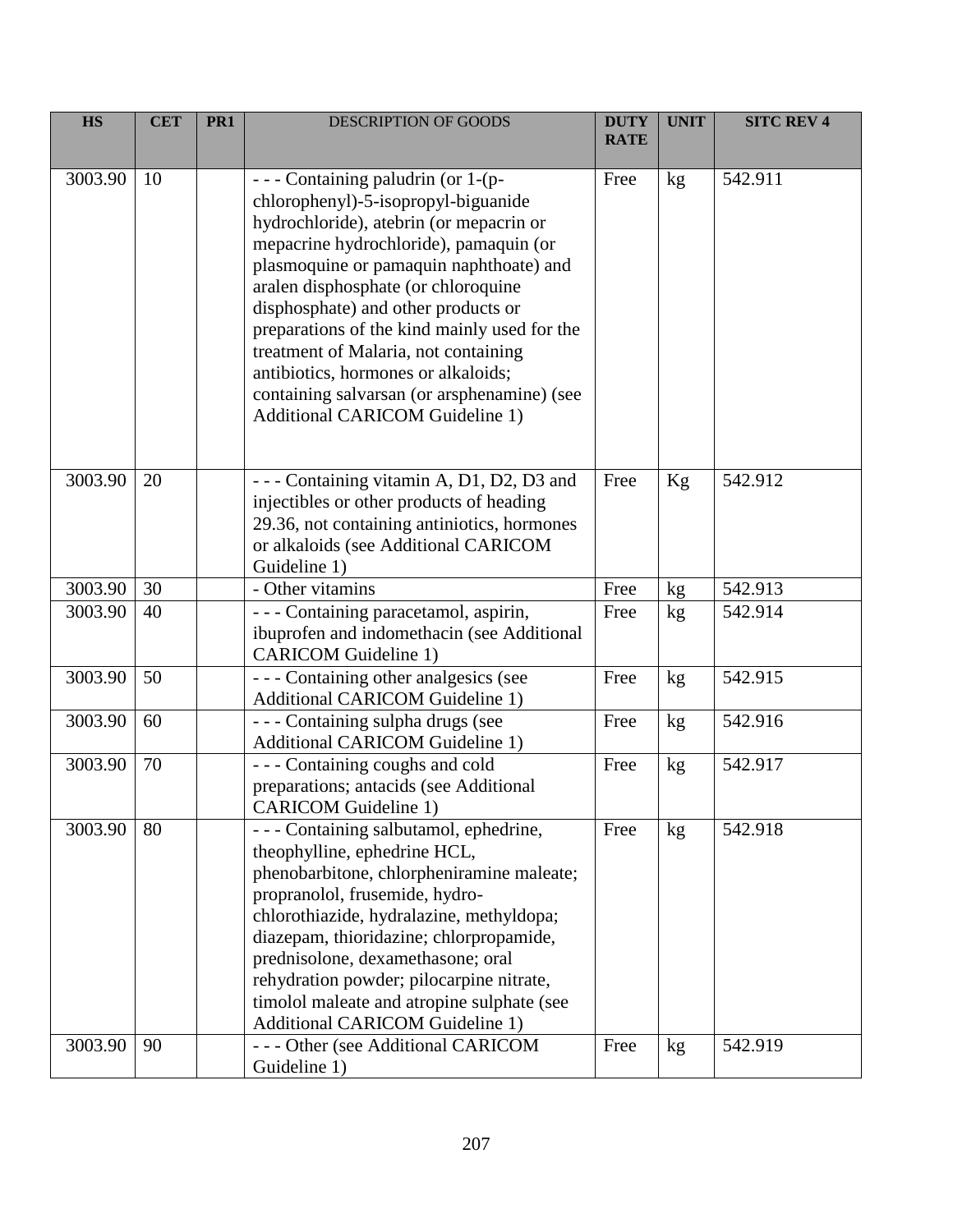| HS | CET | PR1 | DESCRIPTION OF GOODS | DUTY RATE | UNIT | SITC REV 4 |
|---|---|---|---|---|---|---|
| 3003.90 | 10 | | - - - Containing paludrin (or 1-(p-chlorophenyl)-5-isopropyl-biguanide hydrochloride), atebrin (or mepacrin or mepacrine hydrochloride), pamaquin (or plasmoquine or pamaquin naphthoate) and aralen disphosphate (or chloroquine disphosphate) and other products or preparations of the kind mainly used for the treatment of Malaria, not containing antibiotics, hormones or alkaloids; containing salvarsan (or arsphenamine) (see Additional CARICOM Guideline 1) | Free | kg | 542.911 |
| 3003.90 | 20 | | - - - Containing vitamin A, D1, D2, D3 and injectibles or other products of heading 29.36, not containing antiniotics, hormones or alkaloids (see Additional CARICOM Guideline 1) | Free | Kg | 542.912 |
| 3003.90 | 30 | | - Other vitamins | Free | kg | 542.913 |
| 3003.90 | 40 | | - - - Containing paracetamol, aspirin, ibuprofen and indomethacin (see Additional CARICOM Guideline 1) | Free | kg | 542.914 |
| 3003.90 | 50 | | - - - Containing other analgesics (see Additional CARICOM Guideline 1) | Free | kg | 542.915 |
| 3003.90 | 60 | | - - - Containing sulpha drugs (see Additional CARICOM Guideline 1) | Free | kg | 542.916 |
| 3003.90 | 70 | | - - - Containing coughs and cold preparations; antacids (see Additional CARICOM Guideline 1) | Free | kg | 542.917 |
| 3003.90 | 80 | | - - - Containing salbutamol, ephedrine, theophylline, ephedrine HCL, phenobarbitone, chlorpheniramine maleate; propranolol, frusemide, hydro-chlorothiazide, hydralazine, methyldopa; diazepam, thioridazine; chlorpropamide, prednisolone, dexamethasone; oral rehydration powder; pilocarpine nitrate, timolol maleate and atropine sulphate (see Additional CARICOM Guideline 1) | Free | kg | 542.918 |
| 3003.90 | 90 | | - - - Other (see Additional CARICOM Guideline 1) | Free | kg | 542.919 |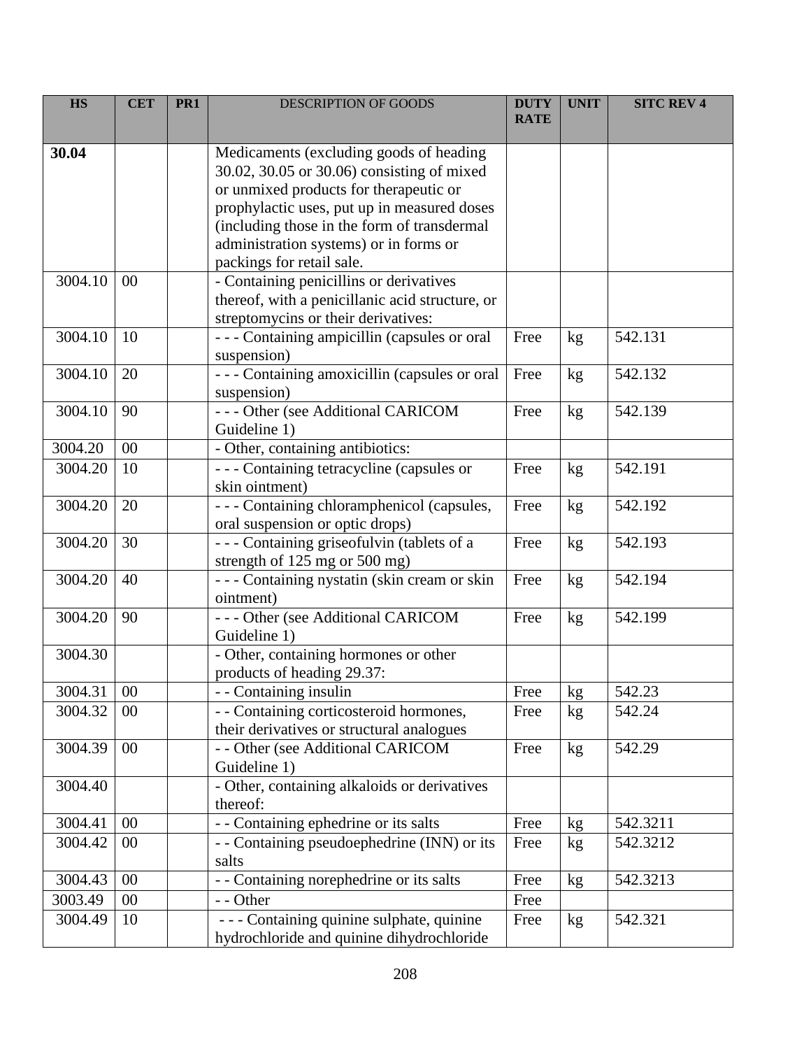| HS | CET | PR1 | DESCRIPTION OF GOODS | DUTY RATE | UNIT | SITC REV 4 |
|---|---|---|---|---|---|---|
| **30.04** | | | Medicaments (excluding goods of heading 30.02, 30.05 or 30.06) consisting of mixed or unmixed products for therapeutic or prophylactic uses, put up in measured doses (including those in the form of transdermal administration systems) or in forms or packings for retail sale. | | | |
| 3004.10 | 00 | | - Containing penicillins or derivatives thereof, with a penicillanic acid structure, or streptomycins or their derivatives: | | | |
| 3004.10 | 10 | | - - - Containing ampicillin (capsules or oral suspension) | Free | kg | 542.131 |
| 3004.10 | 20 | | - - - Containing amoxicillin (capsules or oral suspension) | Free | kg | 542.132 |
| 3004.10 | 90 | | - - - Other (see Additional CARICOM Guideline 1) | Free | kg | 542.139 |
| 3004.20 | 00 | | - Other, containing antibiotics: | | | |
| 3004.20 | 10 | | - - - Containing tetracycline (capsules or skin ointment) | Free | kg | 542.191 |
| 3004.20 | 20 | | - - - Containing chloramphenicol (capsules, oral suspension or optic drops) | Free | kg | 542.192 |
| 3004.20 | 30 | | - - - Containing griseofulvin (tablets of a strength of 125 mg or 500 mg) | Free | kg | 542.193 |
| 3004.20 | 40 | | - - - Containing nystatin (skin cream or skin ointment) | Free | kg | 542.194 |
| 3004.20 | 90 | | - - - Other (see Additional CARICOM Guideline 1) | Free | kg | 542.199 |
| 3004.30 | | | - Other, containing hormones or other products of heading 29.37: | | | |
| 3004.31 | 00 | | - - Containing insulin | Free | kg | 542.23 |
| 3004.32 | 00 | | - - Containing corticosteroid hormones, their derivatives or structural analogues | Free | kg | 542.24 |
| 3004.39 | 00 | | - - Other (see Additional CARICOM Guideline 1) | Free | kg | 542.29 |
| 3004.40 | | | - Other, containing alkaloids or derivatives thereof: | | | |
| 3004.41 | 00 | | - - Containing ephedrine or its salts | Free | kg | 542.3211 |
| 3004.42 | 00 | | - - Containing pseudoephedrine (INN) or its salts | Free | kg | 542.3212 |
| 3004.43 | 00 | | - - Containing norephedrine or its salts | Free | kg | 542.3213 |
| 3003.49 | 00 | | - - Other | Free | | |
| 3004.49 | 10 | | - - - Containing quinine sulphate, quinine hydrochloride and quinine dihydrochloride | Free | kg | 542.321 |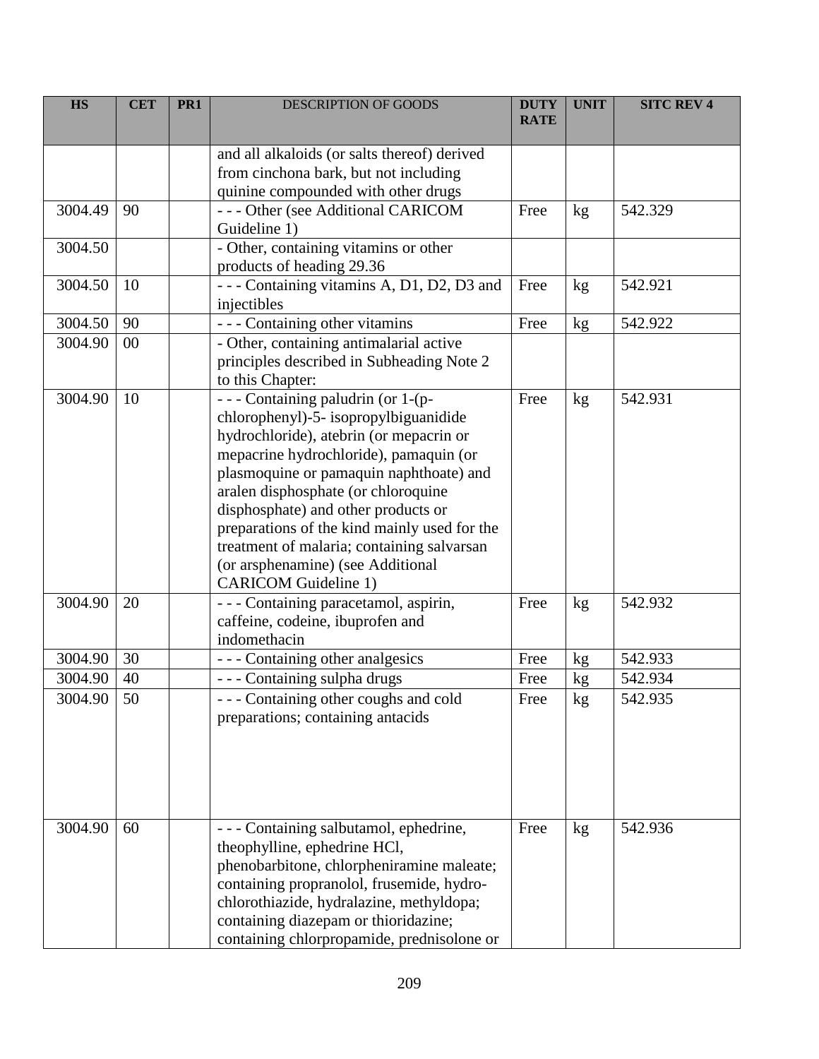| HS | CET | PR1 | DESCRIPTION OF GOODS | DUTY RATE | UNIT | SITC REV 4 |
|---|---|---|---|---|---|---|
| | | | and all alkaloids (or salts thereof) derived from cinchona bark, but not including quinine compounded with other drugs | | | |
| 3004.49 | 90 | | - - - Other (see Additional CARICOM Guideline 1) | Free | kg | 542.329 |
| 3004.50 | | | - Other, containing vitamins or other products of heading 29.36 | | | |
| 3004.50 | 10 | | - - - Containing vitamins A, D1, D2, D3 and injectibles | Free | kg | 542.921 |
| 3004.50 | 90 | | - - - Containing other vitamins | Free | kg | 542.922 |
| 3004.90 | 00 | | - Other, containing antimalarial active principles described in Subheading Note 2 to this Chapter: | | | |
| 3004.90 | 10 | | - - - Containing paludrin (or 1-(p-chlorophenyl)-5- isopropylbiguanidide hydrochloride), atebrin (or mepacrin or mepacrine hydrochloride), pamaquin (or plasmoquine or pamaquin naphthoate) and aralen disphosphate (or chloroquine disphosphate) and other products or preparations of the kind mainly used for the treatment of malaria; containing salvarsan (or arsphenamine) (see Additional CARICOM Guideline 1) | Free | kg | 542.931 |
| 3004.90 | 20 | | - - - Containing paracetamol, aspirin, caffeine, codeine, ibuprofen and indomethacin | Free | kg | 542.932 |
| 3004.90 | 30 | | - - - Containing other analgesics | Free | kg | 542.933 |
| 3004.90 | 40 | | - - - Containing sulpha drugs | Free | kg | 542.934 |
| 3004.90 | 50 | | - - - Containing other coughs and cold preparations; containing antacids | Free | kg | 542.935 |
| 3004.90 | 60 | | - - - Containing salbutamol, ephedrine, theophylline, ephedrine HCl, phenobarbitone, chlorpheniramine maleate; containing propranolol, frusemide, hydro-chlorothiazide, hydralazine, methyldopa; containing diazepam or thioridazine; containing chlorpropamide, prednisolone or | Free | kg | 542.936 |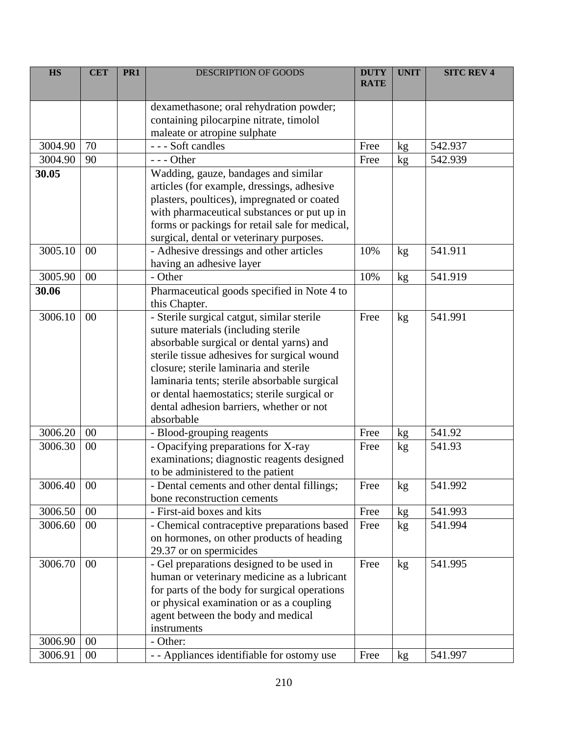| HS | CET | PR1 | DESCRIPTION OF GOODS | DUTY RATE | UNIT | SITC REV 4 |
|---|---|---|---|---|---|---|
| | | | dexamethasone; oral rehydration powder; containing pilocarpine nitrate, timolol maleate or atropine sulphate | | | |
| 3004.90 | 70 | | - - - Soft candles | Free | kg | 542.937 |
| 3004.90 | 90 | | - - - Other | Free | kg | 542.939 |
| **30.05** | | | Wadding, gauze, bandages and similar articles (for example, dressings, adhesive plasters, poultices), impregnated or coated with pharmaceutical substances or put up in forms or packings for retail sale for medical, surgical, dental or veterinary purposes. | | | |
| 3005.10 | 00 | | - Adhesive dressings and other articles having an adhesive layer | 10% | kg | 541.911 |
| 3005.90 | 00 | | - Other | 10% | kg | 541.919 |
| **30.06** | | | Pharmaceutical goods specified in Note 4 to this Chapter. | | | |
| 3006.10 | 00 | | - Sterile surgical catgut, similar sterile suture materials (including sterile absorbable surgical or dental yarns) and sterile tissue adhesives for surgical wound closure; sterile laminaria and sterile laminaria tents; sterile absorbable surgical or dental haemostatics; sterile surgical or dental adhesion barriers, whether or not absorbable | Free | kg | 541.991 |
| 3006.20 | 00 | | - Blood-grouping reagents | Free | kg | 541.92 |
| 3006.30 | 00 | | - Opacifying preparations for X-ray examinations; diagnostic reagents designed to be administered to the patient | Free | kg | 541.93 |
| 3006.40 | 00 | | - Dental cements and other dental fillings; bone reconstruction cements | Free | kg | 541.992 |
| 3006.50 | 00 | | - First-aid boxes and kits | Free | kg | 541.993 |
| 3006.60 | 00 | | - Chemical contraceptive preparations based on hormones, on other products of heading 29.37 or on spermicides | Free | kg | 541.994 |
| 3006.70 | 00 | | - Gel preparations designed to be used in human or veterinary medicine as a lubricant for parts of the body for surgical operations or physical examination or as a coupling agent between the body and medical instruments | Free | kg | 541.995 |
| 3006.90 | 00 | | - Other: | | | |
| 3006.91 | 00 | | - - Appliances identifiable for ostomy use | Free | kg | 541.997 |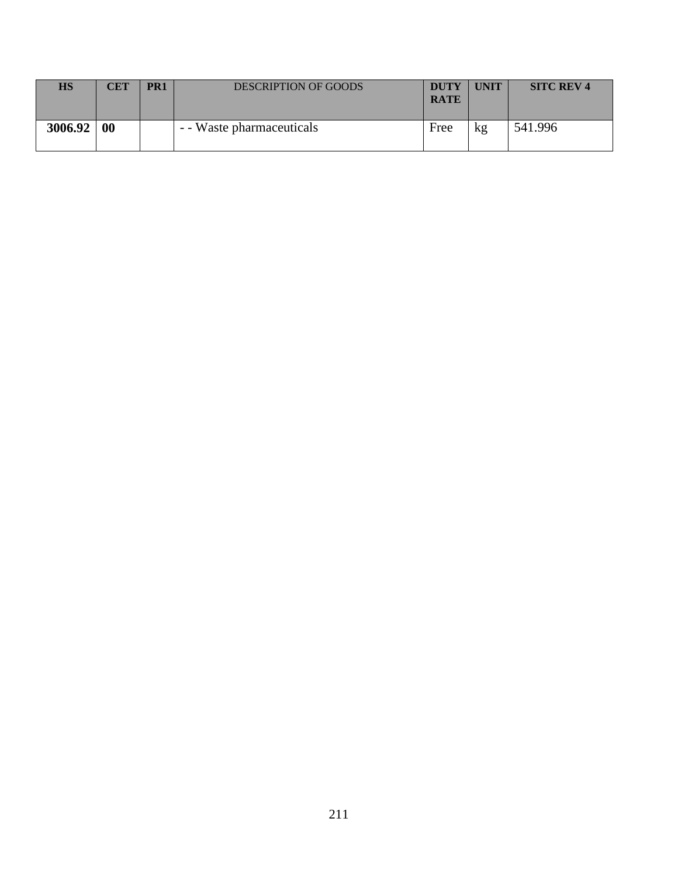| HS | CET | PR1 | DESCRIPTION OF GOODS | DUTY RATE | UNIT | SITC REV 4 |
|---|---|---|---|---|---|---|
| **3006.92** | **00** | | - - Waste pharmaceuticals | Free | kg | 541.996 |